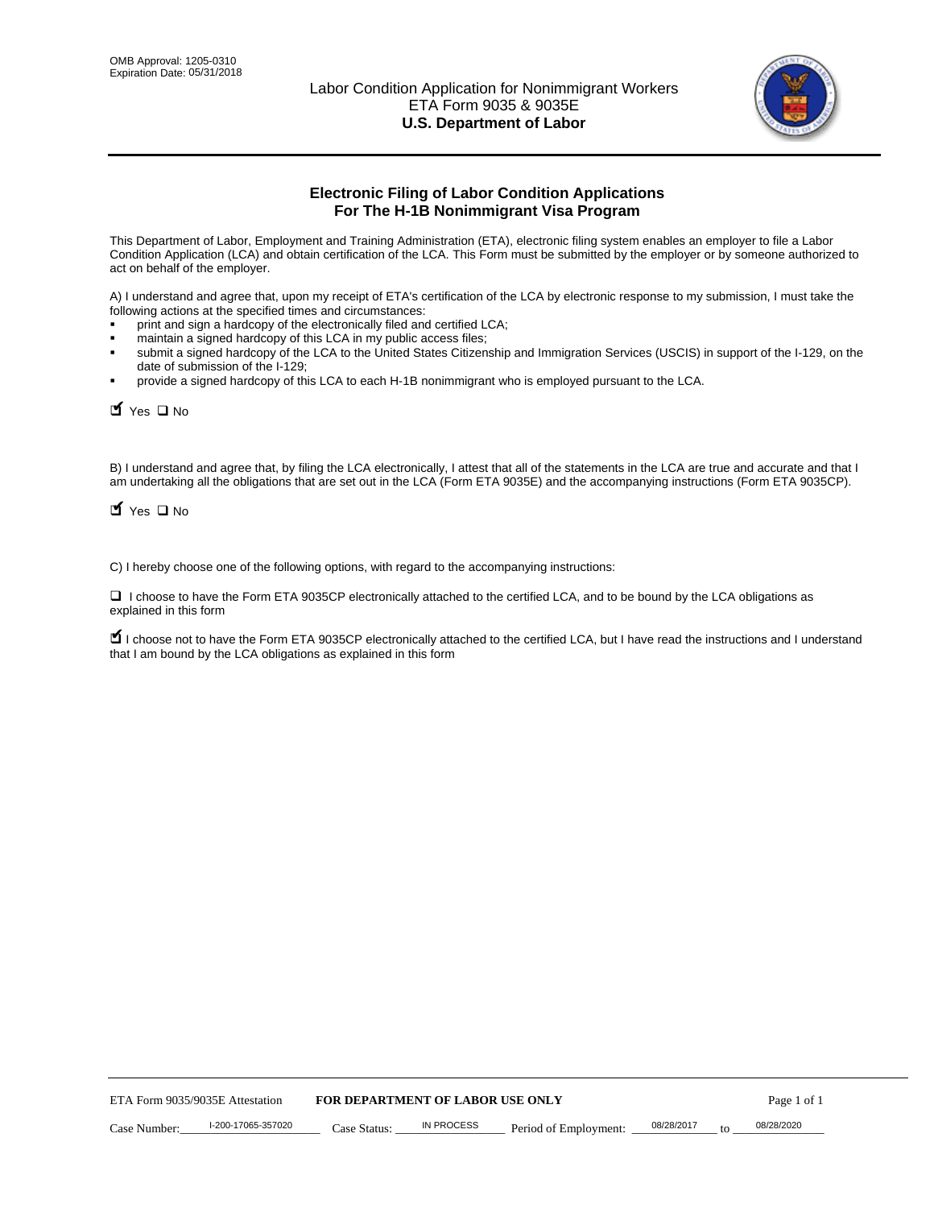OMB Approval: 1205-0310
Expiration Date: 05/31/2018

Labor Condition Application for Nonimmigrant Workers
ETA Form 9035 & 9035E
**U.S. Department of Labor**

## Electronic Filing of Labor Condition Applications For The H-1B Nonimmigrant Visa Program

This Department of Labor, Employment and Training Administration (ETA), electronic filing system enables an employer to file a Labor Condition Application (LCA) and obtain certification of the LCA. This Form must be submitted by the employer or by someone authorized to act on behalf of the employer.

A) I understand and agree that, upon my receipt of ETA's certification of the LCA by electronic response to my submission, I must take the following actions at the specified times and circumstances:

- print and sign a hardcopy of the electronically filed and certified LCA;
- maintain a signed hardcopy of this LCA in my public access files;
- submit a signed hardcopy of the LCA to the United States Citizenship and Immigration Services (USCIS) in support of the I-129, on the date of submission of the I-129;
- provide a signed hardcopy of this LCA to each H-1B nonimmigrant who is employed pursuant to the LCA.

☑ Yes ☐ No

B) I understand and agree that, by filing the LCA electronically, I attest that all of the statements in the LCA are true and accurate and that I am undertaking all the obligations that are set out in the LCA (Form ETA 9035E) and the accompanying instructions (Form ETA 9035CP).

☑ Yes ☐ No

C) I hereby choose one of the following options, with regard to the accompanying instructions:

☐ I choose to have the Form ETA 9035CP electronically attached to the certified LCA, and to be bound by the LCA obligations as explained in this form

☑ I choose not to have the Form ETA 9035CP electronically attached to the certified LCA, but I have read the instructions and I understand that I am bound by the LCA obligations as explained in this form

ETA Form 9035/9035E Attestation **FOR DEPARTMENT OF LABOR USE ONLY**

Case Number: I-200-17065-357020 Case Status: IN PROCESS Period of Employment: 08/28/2017 to 08/28/2020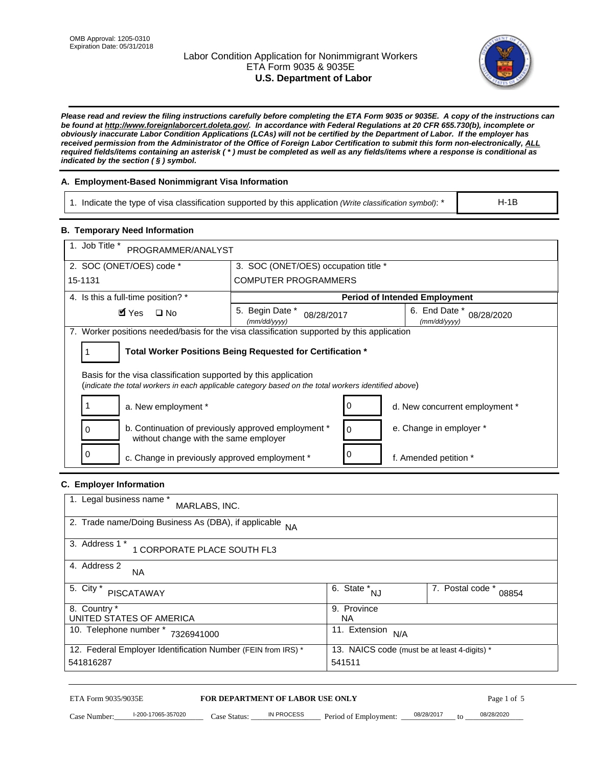OMB Approval: 1205-0310
Expiration Date: 05/31/2018

# Labor Condition Application for Nonimmigrant Workers
## ETA Form 9035 & 9035E
## U.S. Department of Labor

***Please read and review the filing instructions carefully before completing the ETA Form 9035 or 9035E. A copy of the instructions can be found at http://www.foreignlaborcert.doleta.gov/. In accordance with Federal Regulations at 20 CFR 655.730(b), incomplete or obviously inaccurate Labor Condition Applications (LCAs) will not be certified by the Department of Labor. If the employer has received permission from the Administrator of the Office of Foreign Labor Certification to submit this form non-electronically, ALL required fields/items containing an asterisk ( * ) must be completed as well as any fields/items where a response is conditional as indicated by the section ( § ) symbol.***

### A. Employment-Based Nonimmigrant Visa Information

| | |
|---|---|
| 1. Indicate the type of visa classification supported by this application *(Write classification symbol)*: * | H-1B |

### B. Temporary Need Information

| | | |
|---|---|---|
| 1. Job Title * PROGRAMMER/ANALYST | | |
| 2. SOC (ONET/OES) code * 15-1131 | 3. SOC (ONET/OES) occupation title * COMPUTER PROGRAMMERS | |
| 4. Is this a full-time position? * ☑ Yes ☐ No | **Period of Intended Employment** | |
| | 5. Begin Date * *(mm/dd/yyyy)* 08/28/2017 | 6. End Date * *(mm/dd/yyyy)* 08/28/2020 |

7. Worker positions needed/basis for the visa classification supported by this application

1 **Total Worker Positions Being Requested for Certification ***

Basis for the visa classification supported by this application
(*indicate the total workers in each applicable category based on the total workers identified above*)

| | | | |
|---|---|---|---|
| 1 | a. New employment * | 0 | d. New concurrent employment * |
| 0 | b. Continuation of previously approved employment * without change with the same employer | 0 | e. Change in employer * |
| 0 | c. Change in previously approved employment * | 0 | f. Amended petition * |

### C. Employer Information

| | | |
|---|---|---|
| 1. Legal business name * MARLABS, INC. | | |
| 2. Trade name/Doing Business As (DBA), if applicable NA | | |
| 3. Address 1 * 1 CORPORATE PLACE SOUTH FL3 | | |
| 4. Address 2 NA | | |
| 5. City * PISCATAWAY | 6. State * NJ | 7. Postal code * 08854 |
| 8. Country * UNITED STATES OF AMERICA | 9. Province NA | |
| 10. Telephone number * 7326941000 | 11. Extension N/A | |
| 12. Federal Employer Identification Number (FEIN from IRS) * 541816287 | 13. NAICS code (must be at least 4-digits) * 541511 | |

ETA Form 9035/9035E **FOR DEPARTMENT OF LABOR USE ONLY**

Case Number: I-200-17065-357020 Case Status: IN PROCESS Period of Employment: 08/28/2017 to 08/28/2020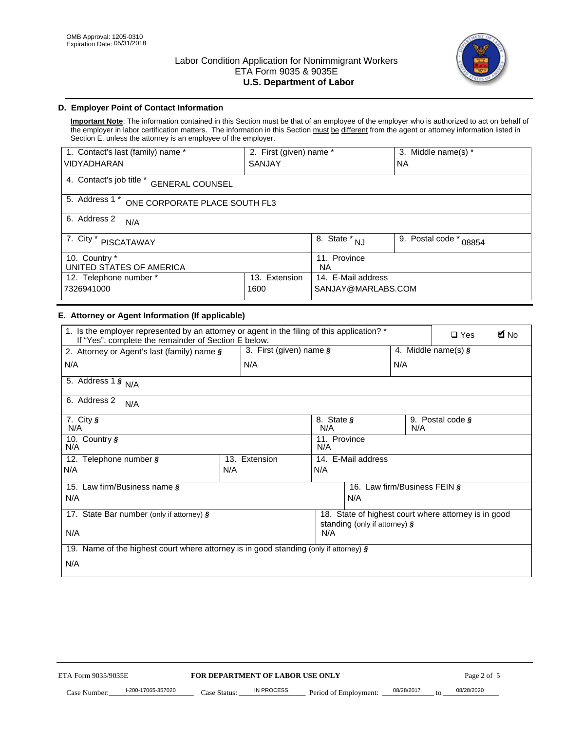## D. Employer Point of Contact Information

**Important Note**: The information contained in this Section must be that of an employee of the employer who is authorized to act on behalf of the employer in labor certification matters. The information in this Section must be different from the agent or attorney information listed in Section E, unless the attorney is an employee of the employer.

| | | |
|---|---|---|
| 1. Contact's last (family) name * VIDYADHARAN | 2. First (given) name * SANJAY | 3. Middle name(s) * NA |
| 4. Contact's job title * GENERAL COUNSEL | | |
| 5. Address 1 * ONE CORPORATE PLACE SOUTH FL3 | | |
| 6. Address 2 N/A | | |
| 7. City * PISCATAWAY | 8. State * NJ | 9. Postal code * 08854 |
| 10. Country * UNITED STATES OF AMERICA | 11. Province NA | |
| 12. Telephone number * 7326941000 | 13. Extension 1600 | 14. E-Mail address SANJAY@MARLABS.COM |

## E. Attorney or Agent Information (If applicable)

| | | |
|---|---|---|
| 1. Is the employer represented by an attorney or agent in the filing of this application? * If "Yes", complete the remainder of Section E below. | ☐ Yes | ☑ No |
| 2. Attorney or Agent's last (family) name § N/A | 3. First (given) name § N/A | 4. Middle name(s) § N/A |
| 5. Address 1 § N/A | | |
| 6. Address 2 N/A | | |
| 7. City § N/A | 8. State § N/A | 9. Postal code § N/A |
| 10. Country § N/A | 11. Province N/A | |
| 12. Telephone number § N/A | 13. Extension N/A | 14. E-Mail address N/A |
| 15. Law firm/Business name § N/A | 16. Law firm/Business FEIN § N/A | |
| 17. State Bar number (only if attorney) § N/A | 18. State of highest court where attorney is in good standing (only if attorney) § N/A | |
| 19. Name of the highest court where attorney is in good standing (only if attorney) § N/A | | |

ETA Form 9035/9035E **FOR DEPARTMENT OF LABOR USE ONLY**

Case Number: I-200-17065-357020 Case Status: IN PROCESS Period of Employment: 08/28/2017 to 08/28/2020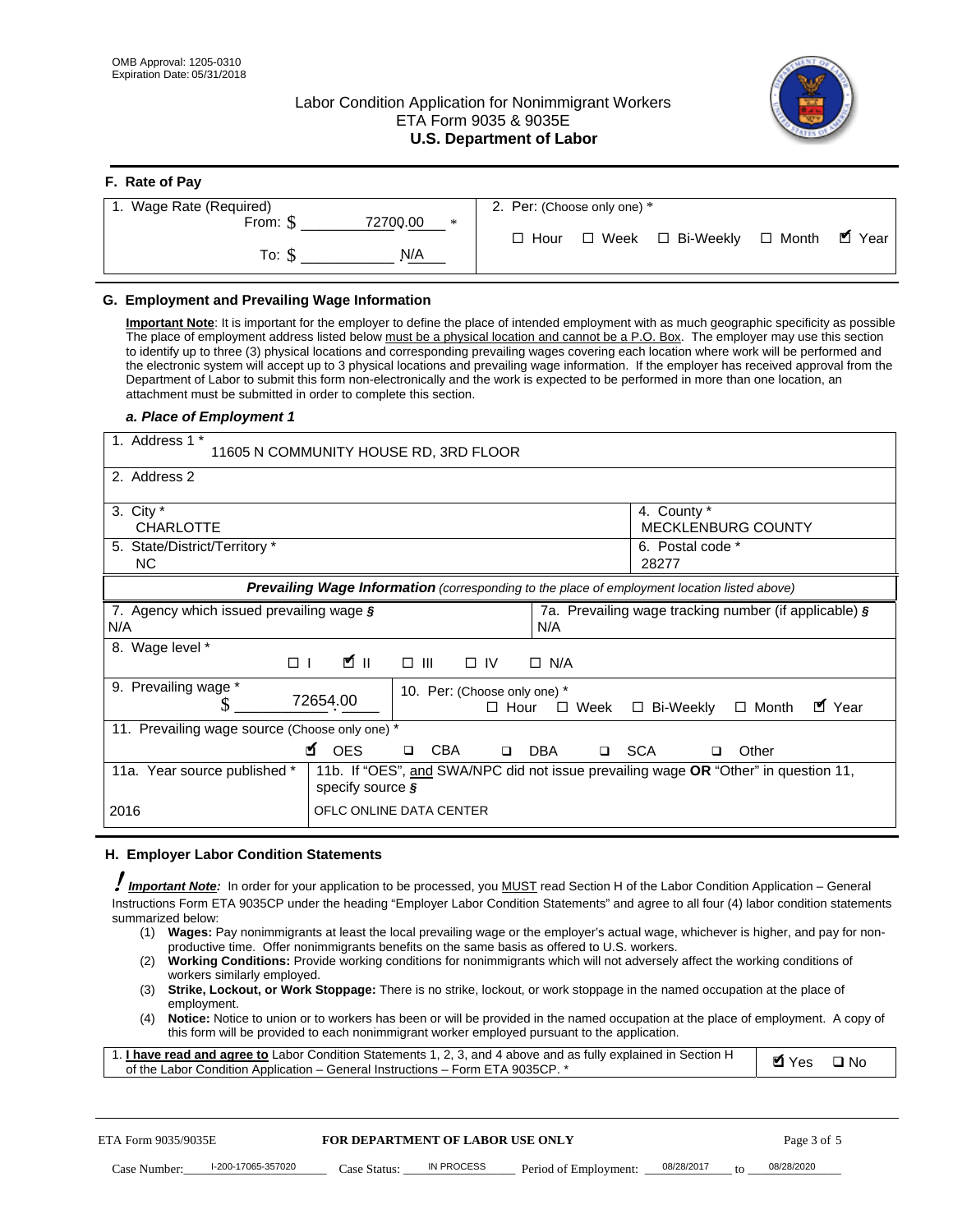OMB Approval: 1205-0310
Expiration Date: 05/31/2018

# Labor Condition Application for Nonimmigrant Workers
ETA Form 9035 & 9035E
**U.S. Department of Labor**

## F. Rate of Pay

| | |
|---|---|
| 1. Wage Rate (Required) From: $ 72700.00 * To: $ N/A | 2. Per: (Choose only one) * ☐ Hour ☐ Week ☐ Bi-Weekly ☐ Month ☑ Year |

## G. Employment and Prevailing Wage Information

**Important Note**: It is important for the employer to define the place of intended employment with as much geographic specificity as possible The place of employment address listed below must be a physical location and cannot be a P.O. Box. The employer may use this section to identify up to three (3) physical locations and corresponding prevailing wages covering each location where work will be performed and the electronic system will accept up to 3 physical locations and prevailing wage information. If the employer has received approval from the Department of Labor to submit this form non-electronically and the work is expected to be performed in more than one location, an attachment must be submitted in order to complete this section.

### *a. Place of Employment 1*

| | |
|---|---|
| 1. Address 1 * 11605 N COMMUNITY HOUSE RD, 3RD FLOOR | |
| 2. Address 2 | |
| 3. City * CHARLOTTE | 4. County * MECKLENBURG COUNTY |
| 5. State/District/Territory * NC | 6. Postal code * 28277 |

***Prevailing Wage Information*** *(corresponding to the place of employment location listed above)*

| | |
|---|---|
| 7. Agency which issued prevailing wage § N/A | 7a. Prevailing wage tracking number (if applicable) § N/A |
| 8. Wage level * ☐ I ☑ II ☐ III ☐ IV ☐ N/A | |
| 9. Prevailing wage * $ 72654.00 | 10. Per: (Choose only one) * ☐ Hour ☐ Week ☐ Bi-Weekly ☐ Month ☑ Year |
| 11. Prevailing wage source (Choose only one) * ☑ OES ☐ CBA ☐ DBA ☐ SCA ☐ Other | |
| 11a. Year source published * 2016 | 11b. If "OES", and SWA/NPC did not issue prevailing wage OR "Other" in question 11, specify source § OFLC ONLINE DATA CENTER |

## H. Employer Labor Condition Statements

***Important Note:*** In order for your application to be processed, you MUST read Section H of the Labor Condition Application – General Instructions Form ETA 9035CP under the heading "Employer Labor Condition Statements" and agree to all four (4) labor condition statements summarized below:

(1) **Wages:** Pay nonimmigrants at least the local prevailing wage or the employer's actual wage, whichever is higher, and pay for non-productive time. Offer nonimmigrants benefits on the same basis as offered to U.S. workers.
(2) **Working Conditions:** Provide working conditions for nonimmigrants which will not adversely affect the working conditions of workers similarly employed.
(3) **Strike, Lockout, or Work Stoppage:** There is no strike, lockout, or work stoppage in the named occupation at the place of employment.
(4) **Notice:** Notice to union or to workers has been or will be provided in the named occupation at the place of employment. A copy of this form will be provided to each nonimmigrant worker employed pursuant to the application.

| | |
|---|---|
| 1. **I have read and agree to** Labor Condition Statements 1, 2, 3, and 4 above and as fully explained in Section H of the Labor Condition Application – General Instructions – Form ETA 9035CP. * | ☑ Yes ☐ No |

ETA Form 9035/9035E — **FOR DEPARTMENT OF LABOR USE ONLY**

Case Number: I-200-17065-357020 Case Status: IN PROCESS Period of Employment: 08/28/2017 to 08/28/2020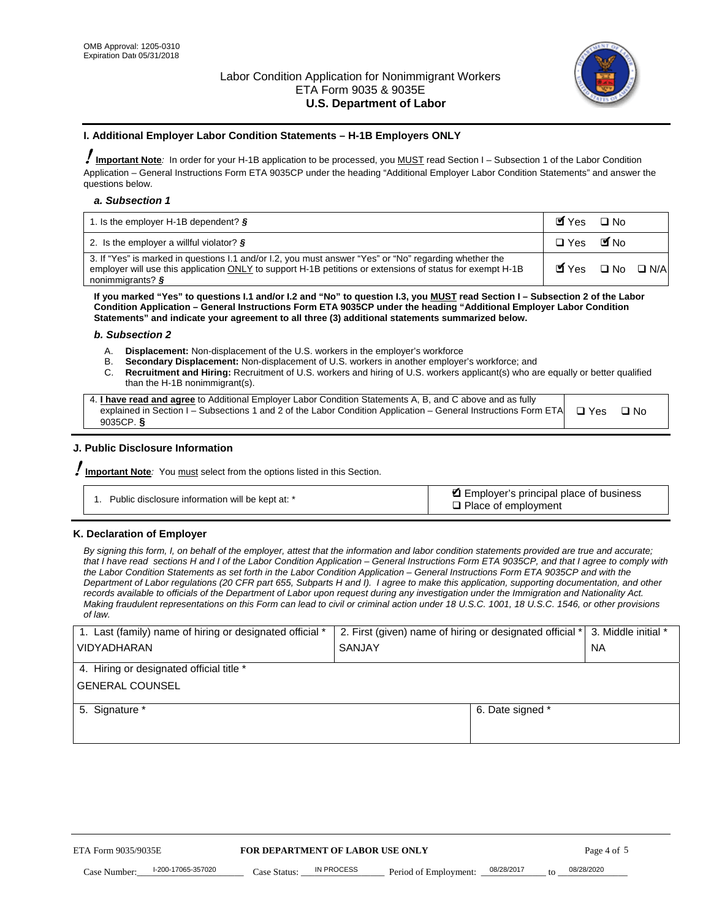OMB Approval: 1205-0310
Expiration Date 05/31/2018

Labor Condition Application for Nonimmigrant Workers
ETA Form 9035 & 9035E
**U.S. Department of Labor**

## I. Additional Employer Labor Condition Statements – H-1B Employers ONLY

**Important Note**: In order for your H-1B application to be processed, you MUST read Section I – Subsection 1 of the Labor Condition Application – General Instructions Form ETA 9035CP under the heading "Additional Employer Labor Condition Statements" and answer the questions below.

### *a. Subsection 1*

| | |
|---|---|
| 1. Is the employer H-1B dependent? *§* | ☑ Yes ☐ No |
| 2. Is the employer a willful violator? *§* | ☐ Yes ☑ No |
| 3. If "Yes" is marked in questions I.1 and/or I.2, you must answer "Yes" or "No" regarding whether the employer will use this application ONLY to support H-1B petitions or extensions of status for exempt H-1B nonimmigrants? *§* | ☑ Yes ☐ No ☐ N/A |

**If you marked "Yes" to questions I.1 and/or I.2 and "No" to question I.3, you MUST read Section I – Subsection 2 of the Labor Condition Application – General Instructions Form ETA 9035CP under the heading "Additional Employer Labor Condition Statements" and indicate your agreement to all three (3) additional statements summarized below.**

### *b. Subsection 2*

A. **Displacement:** Non-displacement of the U.S. workers in the employer's workforce
B. **Secondary Displacement:** Non-displacement of U.S. workers in another employer's workforce; and
C. **Recruitment and Hiring:** Recruitment of U.S. workers and hiring of U.S. workers applicant(s) who are equally or better qualified than the H-1B nonimmigrant(s).

| | |
|---|---|
| 4. **I have read and agree** to Additional Employer Labor Condition Statements A, B, and C above and as fully explained in Section I – Subsections 1 and 2 of the Labor Condition Application – General Instructions Form ETA 9035CP. **§** | ☐ Yes ☐ No |

## J. Public Disclosure Information

**Important Note**: You must select from the options listed in this Section.

| | |
|---|---|
| 1. Public disclosure information will be kept at: * | ☑ Employer's principal place of business<br>☐ Place of employment |

## K. Declaration of Employer

*By signing this form, I, on behalf of the employer, attest that the information and labor condition statements provided are true and accurate; that I have read sections H and I of the Labor Condition Application – General Instructions Form ETA 9035CP, and that I agree to comply with the Labor Condition Statements as set forth in the Labor Condition Application – General Instructions Form ETA 9035CP and with the Department of Labor regulations (20 CFR part 655, Subparts H and I). I agree to make this application, supporting documentation, and other records available to officials of the Department of Labor upon request during any investigation under the Immigration and Nationality Act. Making fraudulent representations on this Form can lead to civil or criminal action under 18 U.S.C. 1001, 18 U.S.C. 1546, or other provisions of law.*

| 1. Last (family) name of hiring or designated official * | 2. First (given) name of hiring or designated official * | 3. Middle initial * |
|---|---|---|
| VIDYADHARAN | SANJAY | NA |
| 4. Hiring or designated official title * | | |
| GENERAL COUNSEL | | |
| 5. Signature * | 6. Date signed * | |
| | | |

ETA Form 9035/9035E — **FOR DEPARTMENT OF LABOR USE ONLY**

Case Number: I-200-17065-357020 Case Status: IN PROCESS Period of Employment: 08/28/2017 to 08/28/2020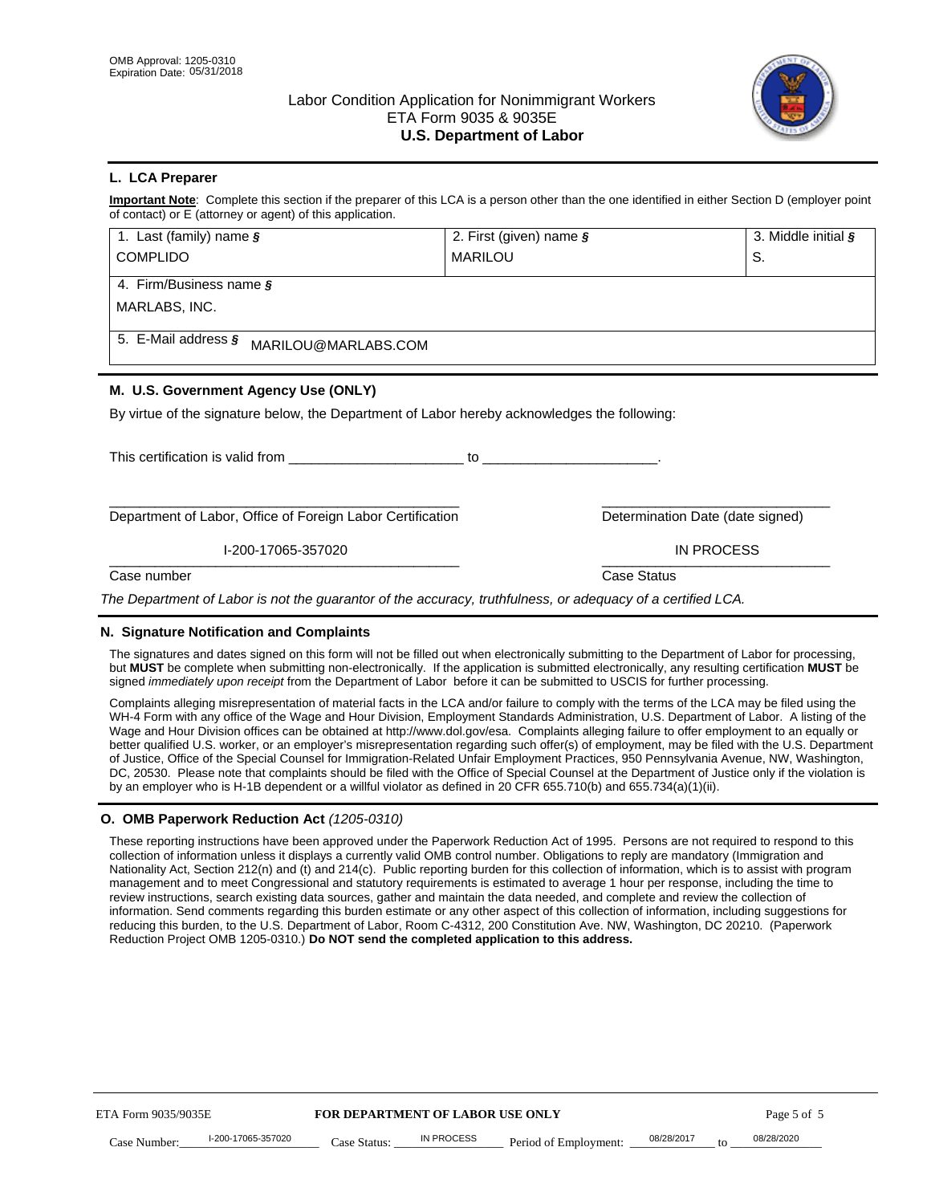OMB Approval: 1205-0310
Expiration Date: 05/31/2018

Labor Condition Application for Nonimmigrant Workers
ETA Form 9035 & 9035E
**U.S. Department of Labor**

## L. LCA Preparer

**Important Note**: Complete this section if the preparer of this LCA is a person other than the one identified in either Section D (employer point of contact) or E (attorney or agent) of this application.

| 1. Last (family) name § | 2. First (given) name § | 3. Middle initial § |
|---|---|---|
| COMPLIDO | MARILOU | S. |

4. Firm/Business name §
MARLABS, INC.

5. E-Mail address § MARILOU@MARLABS.COM

## M. U.S. Government Agency Use (ONLY)

By virtue of the signature below, the Department of Labor hereby acknowledges the following:

This certification is valid from ______________________ to ______________________.

______________________________________________ Department of Labor, Office of Foreign Labor Certification

______________________________ Determination Date (date signed)

I-200-17065-357020
Case number

IN PROCESS
Case Status

*The Department of Labor is not the guarantor of the accuracy, truthfulness, or adequacy of a certified LCA.*

## N. Signature Notification and Complaints

The signatures and dates signed on this form will not be filled out when electronically submitting to the Department of Labor for processing, but **MUST** be complete when submitting non-electronically. If the application is submitted electronically, any resulting certification **MUST** be signed *immediately upon receipt* from the Department of Labor before it can be submitted to USCIS for further processing.

Complaints alleging misrepresentation of material facts in the LCA and/or failure to comply with the terms of the LCA may be filed using the WH-4 Form with any office of the Wage and Hour Division, Employment Standards Administration, U.S. Department of Labor. A listing of the Wage and Hour Division offices can be obtained at http://www.dol.gov/esa. Complaints alleging failure to offer employment to an equally or better qualified U.S. worker, or an employer's misrepresentation regarding such offer(s) of employment, may be filed with the U.S. Department of Justice, Office of the Special Counsel for Immigration-Related Unfair Employment Practices, 950 Pennsylvania Avenue, NW, Washington, DC, 20530. Please note that complaints should be filed with the Office of Special Counsel at the Department of Justice only if the violation is by an employer who is H-1B dependent or a willful violator as defined in 20 CFR 655.710(b) and 655.734(a)(1)(ii).

## O. OMB Paperwork Reduction Act *(1205-0310)*

These reporting instructions have been approved under the Paperwork Reduction Act of 1995. Persons are not required to respond to this collection of information unless it displays a currently valid OMB control number. Obligations to reply are mandatory (Immigration and Nationality Act, Section 212(n) and (t) and 214(c). Public reporting burden for this collection of information, which is to assist with program management and to meet Congressional and statutory requirements is estimated to average 1 hour per response, including the time to review instructions, search existing data sources, gather and maintain the data needed, and complete and review the collection of information. Send comments regarding this burden estimate or any other aspect of this collection of information, including suggestions for reducing this burden, to the U.S. Department of Labor, Room C-4312, 200 Constitution Ave. NW, Washington, DC 20210. (Paperwork Reduction Project OMB 1205-0310.) **Do NOT send the completed application to this address.**

ETA Form 9035/9035E — **FOR DEPARTMENT OF LABOR USE ONLY**

Case Number: I-200-17065-357020 Case Status: IN PROCESS Period of Employment: 08/28/2017 to 08/28/2020